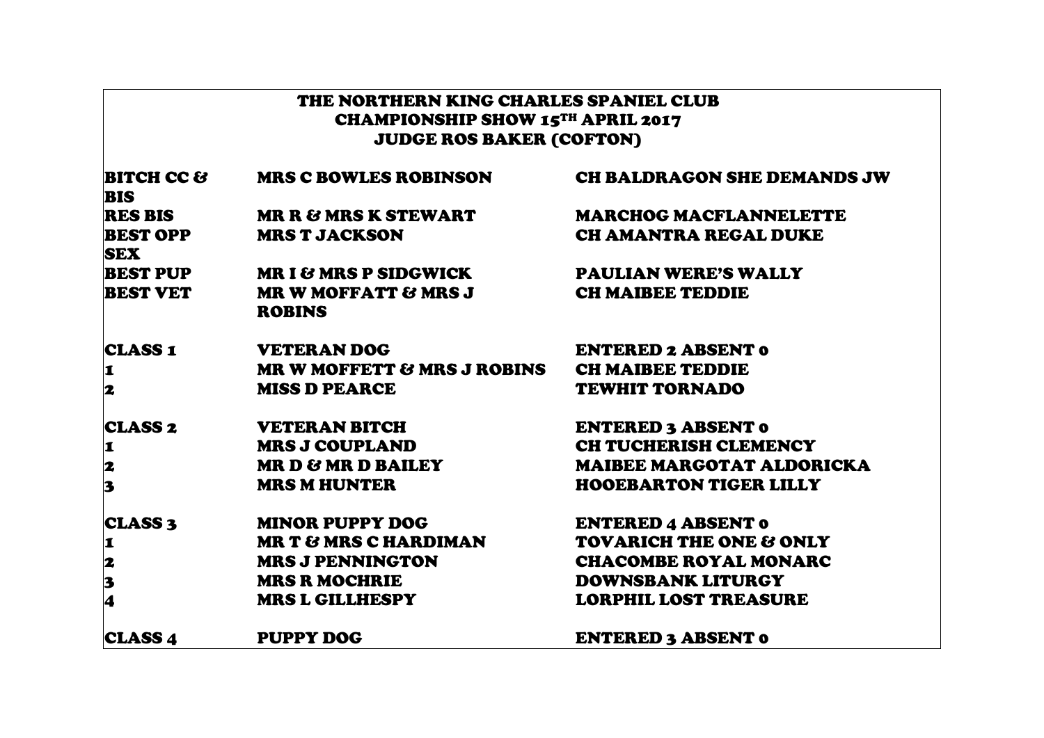# THE NORTHERN KING CHARLES SPANIEL CLUB
## CHAMPIONSHIP SHOW 15TH APRIL 2017
## JUDGE ROS BAKER (COFTON)

| | | |
|---|---|---|
| BITCH CC & BIS | MRS C BOWLES ROBINSON | CH BALDRAGON SHE DEMANDS JW |
| RES BIS | MR R & MRS K STEWART | MARCHOG MACFLANNELETTE |
| BEST OPP SEX | MRS T JACKSON | CH AMANTRA REGAL DUKE |
| BEST PUP | MR I & MRS P SIDGWICK | PAULIAN WERE'S WALLY |
| BEST VET | MR W MOFFATT & MRS J ROBINS | CH MAIBEE TEDDIE |
| | | |
| CLASS 1 | VETERAN DOG | ENTERED 2 ABSENT 0 |
| 1 | MR W MOFFETT & MRS J ROBINS | CH MAIBEE TEDDIE |
| 2 | MISS D PEARCE | TEWHIT TORNADO |
| | | |
| CLASS 2 | VETERAN BITCH | ENTERED 3 ABSENT 0 |
| 1 | MRS J COUPLAND | CH TUCHERISH CLEMENCY |
| 2 | MR D & MR D BAILEY | MAIBEE MARGOTAT ALDORICKA |
| 3 | MRS M HUNTER | HOOEBARTON TIGER LILLY |
| | | |
| CLASS 3 | MINOR PUPPY DOG | ENTERED 4 ABSENT 0 |
| 1 | MR T & MRS C HARDIMAN | TOVARICH THE ONE & ONLY |
| 2 | MRS J PENNINGTON | CHACOMBE ROYAL MONARC |
| 3 | MRS R MOCHRIE | DOWNSBANK LITURGY |
| 4 | MRS L GILLHESPY | LORPHIL LOST TREASURE |
| | | |
| CLASS 4 | PUPPY DOG | ENTERED 3 ABSENT 0 |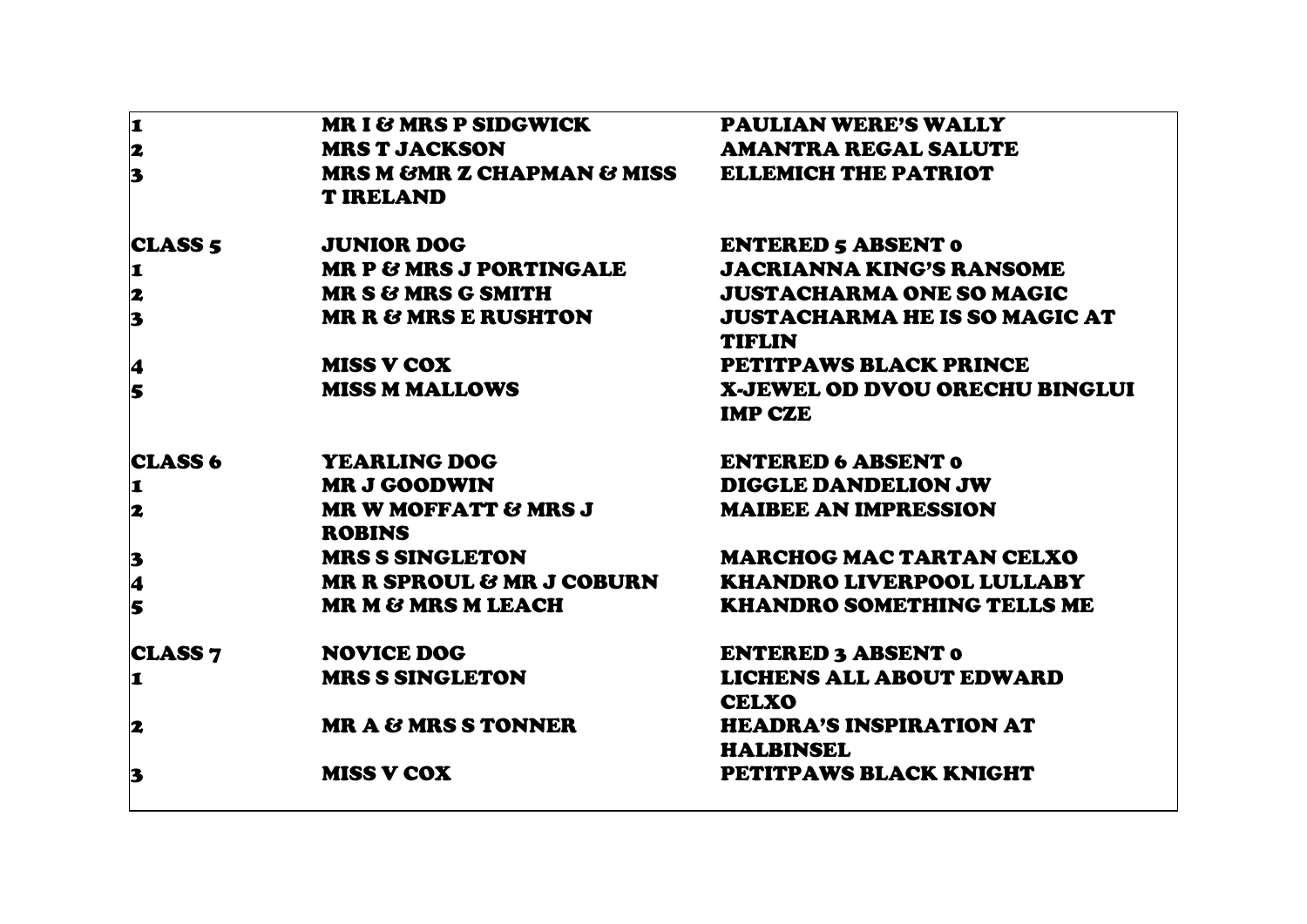| | | |
|---|---|---|
| 1 | MR I & MRS P SIDGWICK | PAULIAN WERE'S WALLY |
| 2 | MRS T JACKSON | AMANTRA REGAL SALUTE |
| 3 | MRS M &MR Z CHAPMAN & MISS T IRELAND | ELLEMICH THE PATRIOT |
| | | |
| CLASS 5 | JUNIOR DOG | ENTERED 5 ABSENT 0 |
| 1 | MR P & MRS J PORTINGALE | JACRIANNA KING'S RANSOME |
| 2 | MR S & MRS G SMITH | JUSTACHARMA ONE SO MAGIC |
| 3 | MR R & MRS E RUSHTON | JUSTACHARMA HE IS SO MAGIC AT TIFLIN |
| 4 | MISS V COX | PETITPAWS BLACK PRINCE |
| 5 | MISS M MALLOWS | X-JEWEL OD DVOU ORECHU BINGLUI IMP CZE |
| | | |
| CLASS 6 | YEARLING DOG | ENTERED 6 ABSENT 0 |
| 1 | MR J GOODWIN | DIGGLE DANDELION JW |
| 2 | MR W MOFFATT & MRS J ROBINS | MAIBEE AN IMPRESSION |
| 3 | MRS S SINGLETON | MARCHOG MAC TARTAN CELXO |
| 4 | MR R SPROUL & MR J COBURN | KHANDRO LIVERPOOL LULLABY |
| 5 | MR M & MRS M LEACH | KHANDRO SOMETHING TELLS ME |
| | | |
| CLASS 7 | NOVICE DOG | ENTERED 3 ABSENT 0 |
| 1 | MRS S SINGLETON | LICHENS ALL ABOUT EDWARD CELXO |
| 2 | MR A & MRS S TONNER | HEADRA'S INSPIRATION AT HALBINSEL |
| 3 | MISS V COX | PETITPAWS BLACK KNIGHT |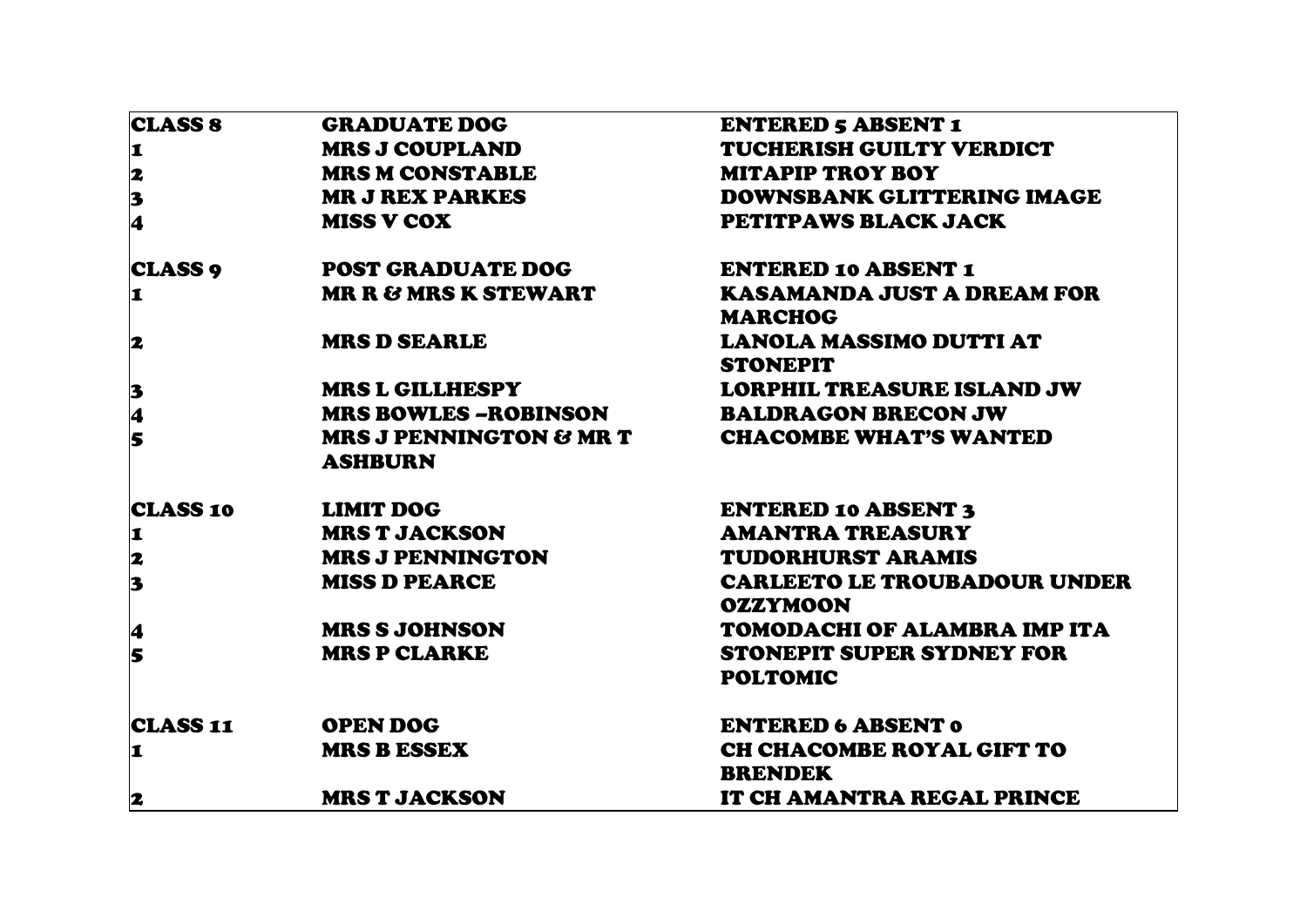| CLASS 8 | GRADUATE DOG | ENTERED 5 ABSENT 1 |
|---|---|---|
| 1 | MRS J COUPLAND | TUCHERISH GUILTY VERDICT |
| 2 | MRS M CONSTABLE | MITAPIP TROY BOY |
| 3 | MR J REX PARKES | DOWNSBANK GLITTERING IMAGE |
| 4 | MISS V COX | PETITPAWS BLACK JACK |
| | | |
| CLASS 9 | POST GRADUATE DOG | ENTERED 10 ABSENT 1 |
| 1 | MR R & MRS K STEWART | KASAMANDA JUST A DREAM FOR MARCHOG |
| 2 | MRS D SEARLE | LANOLA MASSIMO DUTTI AT STONEPIT |
| 3 | MRS L GILLHESPY | LORPHIL TREASURE ISLAND JW |
| 4 | MRS BOWLES –ROBINSON | BALDRAGON BRECON JW |
| 5 | MRS J PENNINGTON & MR T ASHBURN | CHACOMBE WHAT'S WANTED |
| | | |
| CLASS 10 | LIMIT DOG | ENTERED 10 ABSENT 3 |
| 1 | MRS T JACKSON | AMANTRA TREASURY |
| 2 | MRS J PENNINGTON | TUDORHURST ARAMIS |
| 3 | MISS D PEARCE | CARLEETO LE TROUBADOUR UNDER OZZYMOON |
| 4 | MRS S JOHNSON | TOMODACHI OF ALAMBRA IMP ITA |
| 5 | MRS P CLARKE | STONEPIT SUPER SYDNEY FOR POLTOMIC |
| | | |
| CLASS 11 | OPEN DOG | ENTERED 6 ABSENT 0 |
| 1 | MRS B ESSEX | CH CHACOMBE ROYAL GIFT TO BRENDEK |
| 2 | MRS T JACKSON | IT CH AMANTRA REGAL PRINCE |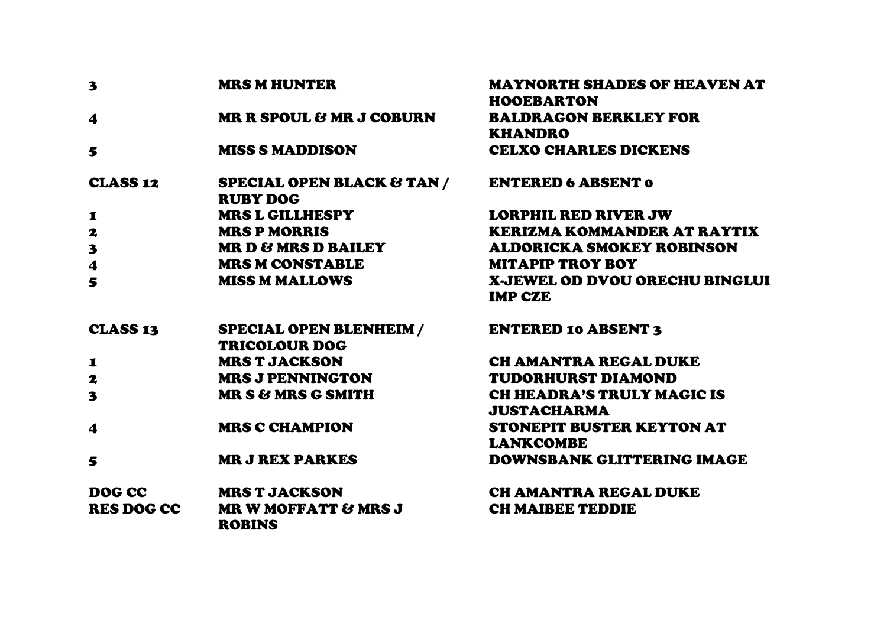| | | |
|---|---|---|
| 3 | MRS M HUNTER | MAYNORTH SHADES OF HEAVEN AT HOOEBARTON |
| 4 | MR R SPOUL & MR J COBURN | BALDRAGON BERKLEY FOR KHANDRO |
| 5 | MISS S MADDISON | CELXO CHARLES DICKENS |
| CLASS 12 | SPECIAL OPEN BLACK & TAN / RUBY DOG | ENTERED 6 ABSENT 0 |
| 1 | MRS L GILLHESPY | LORPHIL RED RIVER JW |
| 2 | MRS P MORRIS | KERIZMA KOMMANDER AT RAYTIX |
| 3 | MR D & MRS D BAILEY | ALDORICKA SMOKEY ROBINSON |
| 4 | MRS M CONSTABLE | MITAPIP TROY BOY |
| 5 | MISS M MALLOWS | X-JEWEL OD DVOU ORECHU BINGLUI IMP CZE |
| CLASS 13 | SPECIAL OPEN BLENHEIM / TRICOLOUR DOG | ENTERED 10 ABSENT 3 |
| 1 | MRS T JACKSON | CH AMANTRA REGAL DUKE |
| 2 | MRS J PENNINGTON | TUDORHURST DIAMOND |
| 3 | MR S & MRS G SMITH | CH HEADRA'S TRULY MAGIC IS JUSTACHARMA |
| 4 | MRS C CHAMPION | STONEPIT BUSTER KEYTON AT LANKCOMBE |
| 5 | MR J REX PARKES | DOWNSBANK GLITTERING IMAGE |
| DOG CC | MRS T JACKSON | CH AMANTRA REGAL DUKE |
| RES DOG CC | MR W MOFFATT & MRS J ROBINS | CH MAIBEE TEDDIE |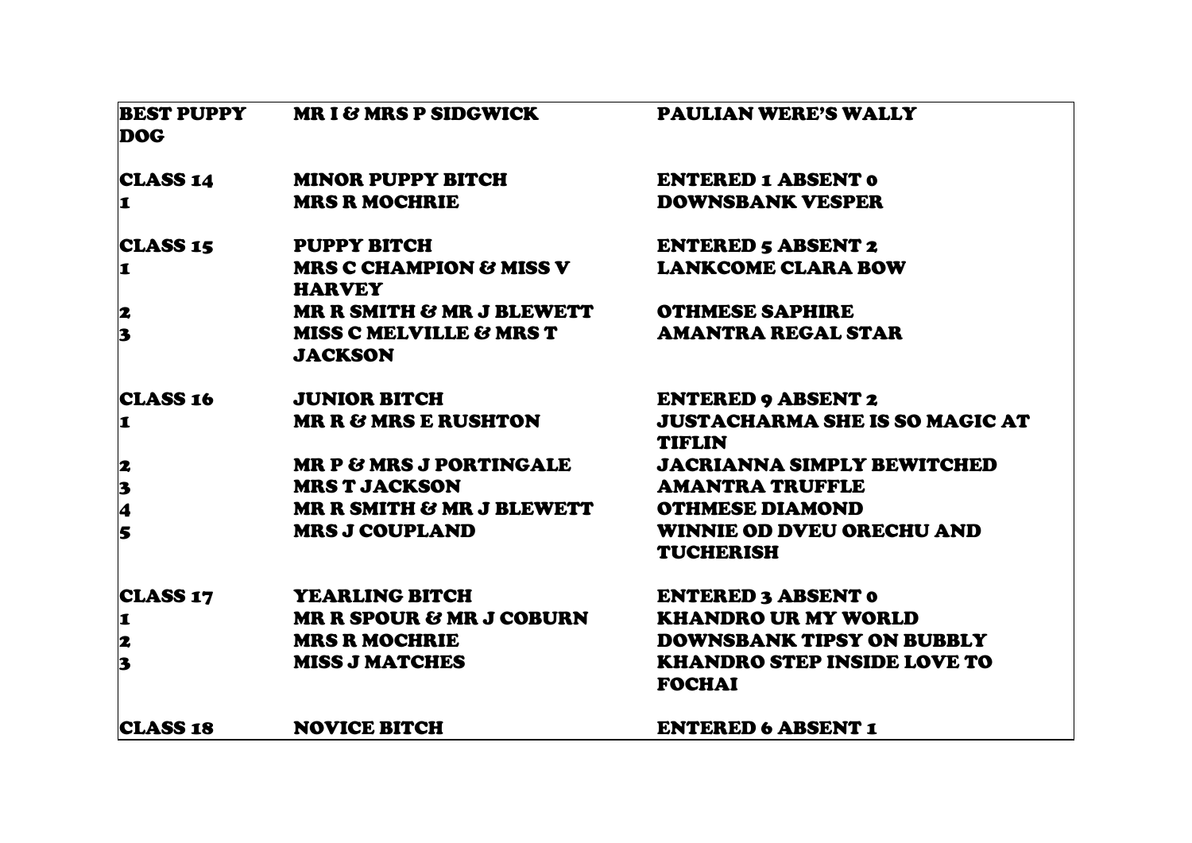| | | |
|---|---|---|
| **BEST PUPPY DOG** | **MR I & MRS P SIDGWICK** | **PAULIAN WERE'S WALLY** |
| **CLASS 14** | **MINOR PUPPY BITCH** | **ENTERED 1 ABSENT 0** |
| **1** | **MRS R MOCHRIE** | **DOWNSBANK VESPER** |
| **CLASS 15** | **PUPPY BITCH** | **ENTERED 5 ABSENT 2** |
| **1** | **MRS C CHAMPION & MISS V HARVEY** | **LANKCOME CLARA BOW** |
| **2** | **MR R SMITH & MR J BLEWETT** | **OTHMESE SAPHIRE** |
| **3** | **MISS C MELVILLE & MRS T JACKSON** | **AMANTRA REGAL STAR** |
| **CLASS 16** | **JUNIOR BITCH** | **ENTERED 9 ABSENT 2** |
| **1** | **MR R & MRS E RUSHTON** | **JUSTACHARMA SHE IS SO MAGIC AT TIFLIN** |
| **2** | **MR P & MRS J PORTINGALE** | **JACRIANNA SIMPLY BEWITCHED** |
| **3** | **MRS T JACKSON** | **AMANTRA TRUFFLE** |
| **4** | **MR R SMITH & MR J BLEWETT** | **OTHMESE DIAMOND** |
| **5** | **MRS J COUPLAND** | **WINNIE OD DVEU ORECHU AND TUCHERISH** |
| **CLASS 17** | **YEARLING BITCH** | **ENTERED 3 ABSENT 0** |
| **1** | **MR R SPOUR & MR J COBURN** | **KHANDRO UR MY WORLD** |
| **2** | **MRS R MOCHRIE** | **DOWNSBANK TIPSY ON BUBBLY** |
| **3** | **MISS J MATCHES** | **KHANDRO STEP INSIDE LOVE TO FOCHAI** |
| **CLASS 18** | **NOVICE BITCH** | **ENTERED 6 ABSENT 1** |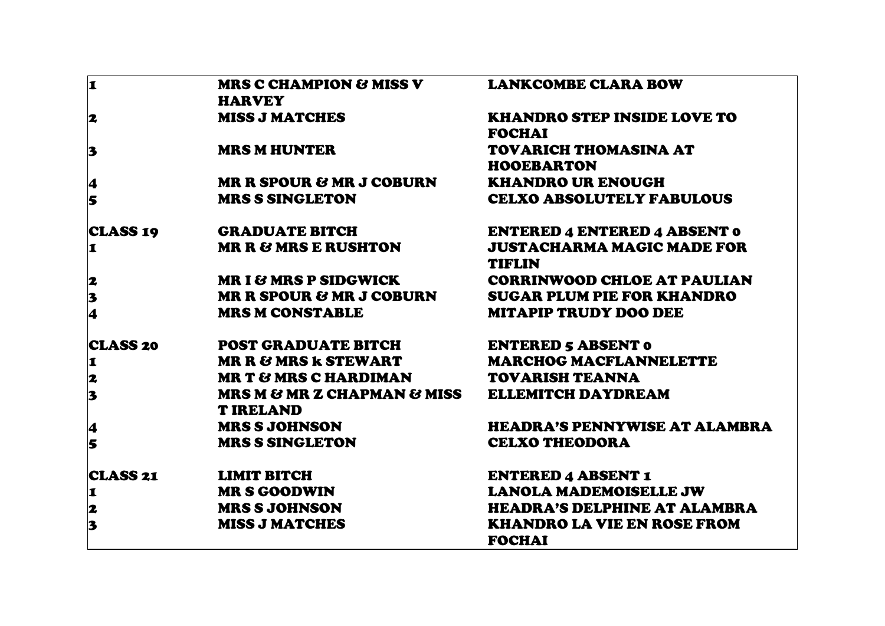| | | |
|---|---|---|
| 1 | MRS C CHAMPION & MISS V HARVEY | LANKCOMBE CLARA BOW |
| 2 | MISS J MATCHES | KHANDRO STEP INSIDE LOVE TO FOCHAI |
| 3 | MRS M HUNTER | TOVARICH THOMASINA AT HOOEBARTON |
| 4 | MR R SPOUR & MR J COBURN | KHANDRO UR ENOUGH |
| 5 | MRS S SINGLETON | CELXO ABSOLUTELY FABULOUS |
| | | |
| CLASS 19 | GRADUATE BITCH | ENTERED 4 ENTERED 4 ABSENT 0 |
| 1 | MR R & MRS E RUSHTON | JUSTACHARMA MAGIC MADE FOR TIFLIN |
| 2 | MR I & MRS P SIDGWICK | CORRINWOOD CHLOE AT PAULIAN |
| 3 | MR R SPOUR & MR J COBURN | SUGAR PLUM PIE FOR KHANDRO |
| 4 | MRS M CONSTABLE | MITAPIP TRUDY DOO DEE |
| | | |
| CLASS 20 | POST GRADUATE BITCH | ENTERED 5 ABSENT 0 |
| 1 | MR R & MRS k STEWART | MARCHOG MACFLANNELETTE |
| 2 | MR T & MRS C HARDIMAN | TOVARISH TEANNA |
| 3 | MRS M & MR Z CHAPMAN & MISS T IRELAND | ELLEMITCH DAYDREAM |
| 4 | MRS S JOHNSON | HEADRA'S PENNYWISE AT ALAMBRA |
| 5 | MRS S SINGLETON | CELXO THEODORA |
| | | |
| CLASS 21 | LIMIT BITCH | ENTERED 4 ABSENT 1 |
| 1 | MR S GOODWIN | LANOLA MADEMOISELLE JW |
| 2 | MRS S JOHNSON | HEADRA'S DELPHINE AT ALAMBRA |
| 3 | MISS J MATCHES | KHANDRO LA VIE EN ROSE FROM FOCHAI |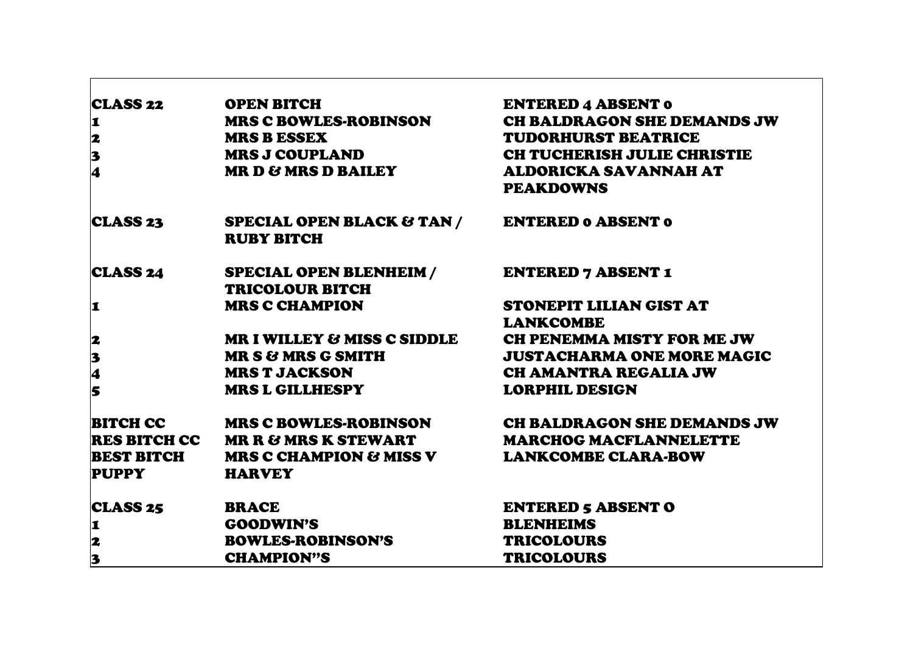| | | |
|---|---|---|
| **CLASS 22** | **OPEN BITCH** | **ENTERED 4 ABSENT 0** |
| **1** | **MRS C BOWLES-ROBINSON** | **CH BALDRAGON SHE DEMANDS JW** |
| **2** | **MRS B ESSEX** | **TUDORHURST BEATRICE** |
| **3** | **MRS J COUPLAND** | **CH TUCHERISH JULIE CHRISTIE** |
| **4** | **MR D & MRS D BAILEY** | **ALDORICKA SAVANNAH AT PEAKDOWNS** |
| **CLASS 23** | **SPECIAL OPEN BLACK & TAN / RUBY BITCH** | **ENTERED 0 ABSENT 0** |
| **CLASS 24** | **SPECIAL OPEN BLENHEIM / TRICOLOUR BITCH** | **ENTERED 7 ABSENT 1** |
| **1** | **MRS C CHAMPION** | **STONEPIT LILIAN GIST AT LANKCOMBE** |
| **2** | **MR I WILLEY & MISS C SIDDLE** | **CH PENEMMA MISTY FOR ME JW** |
| **3** | **MR S & MRS G SMITH** | **JUSTACHARMA ONE MORE MAGIC** |
| **4** | **MRS T JACKSON** | **CH AMANTRA REGALIA JW** |
| **5** | **MRS L GILLHESPY** | **LORPHIL DESIGN** |
| **BITCH CC** | **MRS C BOWLES-ROBINSON** | **CH BALDRAGON SHE DEMANDS JW** |
| **RES BITCH CC** | **MR R & MRS K STEWART** | **MARCHOG MACFLANNELETTE** |
| **BEST BITCH PUPPY** | **MRS C CHAMPION & MISS V HARVEY** | **LANKCOMBE CLARA-BOW** |
| **CLASS 25** | **BRACE** | **ENTERED 5 ABSENT O** |
| **1** | **GOODWIN'S** | **BLENHEIMS** |
| **2** | **BOWLES-ROBINSON'S** | **TRICOLOURS** |
| **3** | **CHAMPION''S** | **TRICOLOURS** |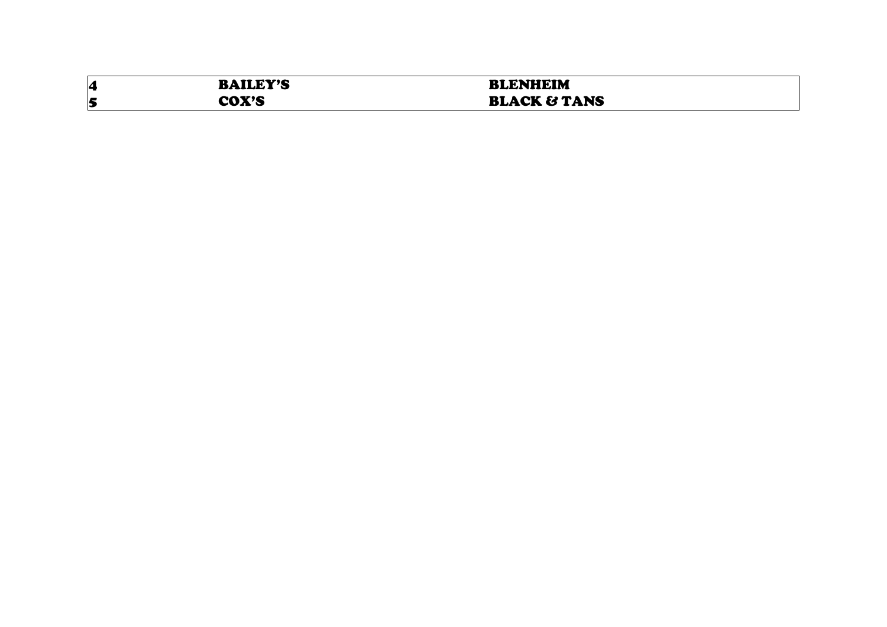| | | |
|---|---|---|
| 4 | BAILEY'S | BLENHEIM |
| 5 | COX'S | BLACK & TANS |